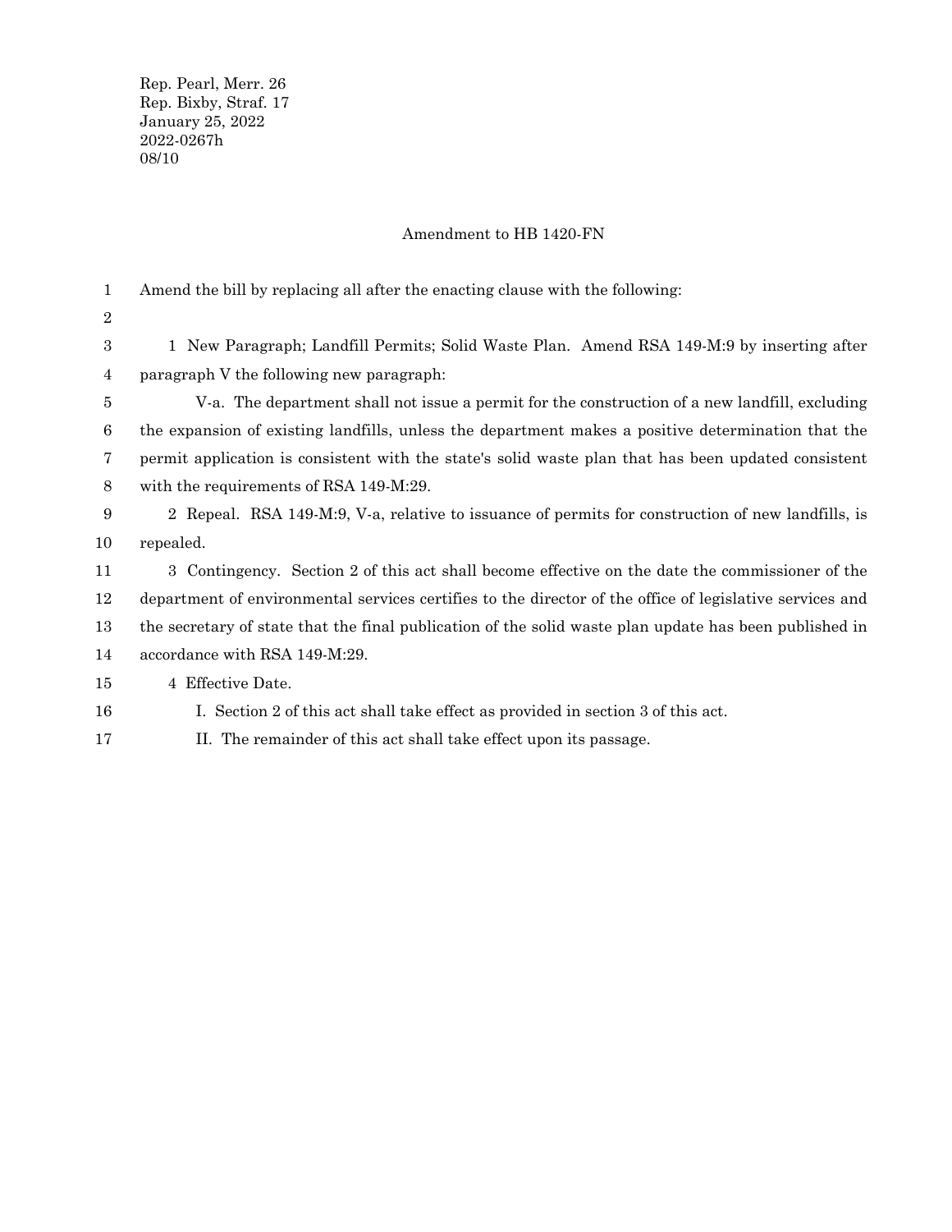Rep. Pearl, Merr. 26
Rep. Bixby, Straf. 17
January 25, 2022
2022-0267h
08/10

Amendment to HB 1420-FN

Amend the bill by replacing all after the enacting clause with the following:

1 New Paragraph; Landfill Permits; Solid Waste Plan. Amend RSA 149-M:9 by inserting after paragraph V the following new paragraph:

V-a. The department shall not issue a permit for the construction of a new landfill, excluding the expansion of existing landfills, unless the department makes a positive determination that the permit application is consistent with the state's solid waste plan that has been updated consistent with the requirements of RSA 149-M:29.

2 Repeal. RSA 149-M:9, V-a, relative to issuance of permits for construction of new landfills, is repealed.

3 Contingency. Section 2 of this act shall become effective on the date the commissioner of the department of environmental services certifies to the director of the office of legislative services and the secretary of state that the final publication of the solid waste plan update has been published in accordance with RSA 149-M:29.

4 Effective Date.

I. Section 2 of this act shall take effect as provided in section 3 of this act.

II. The remainder of this act shall take effect upon its passage.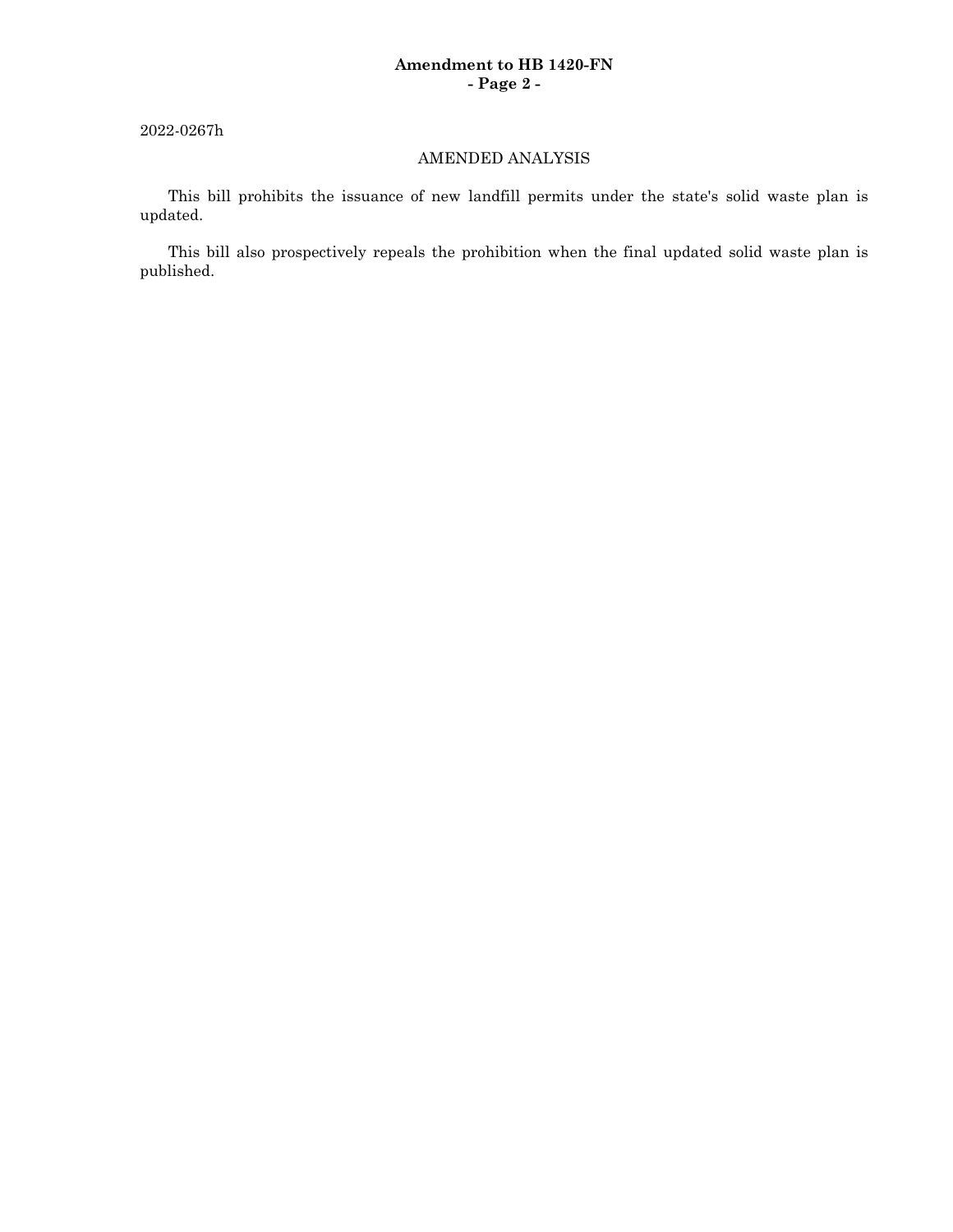2022-0267h

AMENDED ANALYSIS

This bill prohibits the issuance of new landfill permits under the state's solid waste plan is updated.

This bill also prospectively repeals the prohibition when the final updated solid waste plan is published.